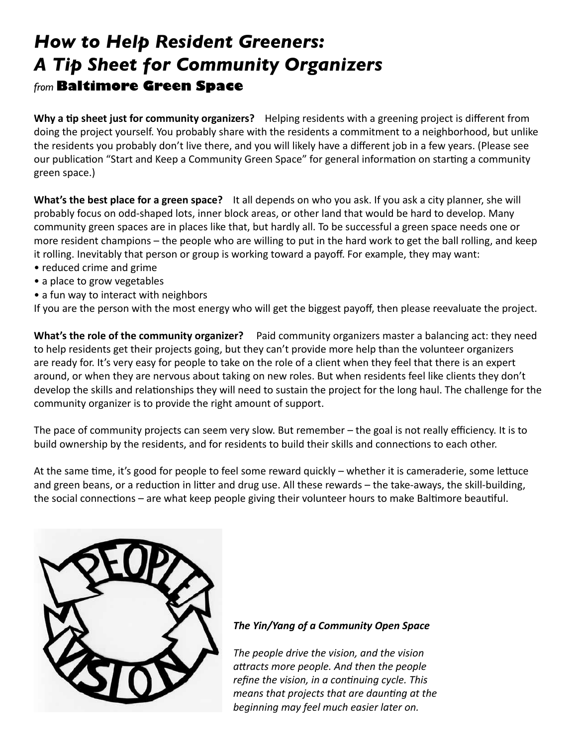# *How to Help Resident Greeners: A Tip Sheet for Community Organizers*

*from* **Baltimore Green Space**

**Why a tip sheet just for community organizers?** Helping residents with a greening project is different from doing the project yourself. You probably share with the residents a commitment to a neighborhood, but unlike the residents you probably don't live there, and you will likely have a different job in a few years. (Please see our publication "Start and Keep a Community Green Space" for general information on starting a community green space.)

**What's the best place for a green space?** It all depends on who you ask. If you ask a city planner, she will probably focus on odd-shaped lots, inner block areas, or other land that would be hard to develop. Many community green spaces are in places like that, but hardly all. To be successful a green space needs one or more resident champions – the people who are willing to put in the hard work to get the ball rolling, and keep it rolling. Inevitably that person or group is working toward a payoff. For example, they may want:

- reduced crime and grime
- a place to grow vegetables
- a fun way to interact with neighbors

If you are the person with the most energy who will get the biggest payoff, then please reevaluate the project.

**What's the role of the community organizer?** Paid community organizers master a balancing act: they need to help residents get their projects going, but they can't provide more help than the volunteer organizers are ready for. It's very easy for people to take on the role of a client when they feel that there is an expert around, or when they are nervous about taking on new roles. But when residents feel like clients they don't develop the skills and relationships they will need to sustain the project for the long haul. The challenge for the community organizer is to provide the right amount of support.

The pace of community projects can seem very slow. But remember – the goal is not really efficiency. It is to build ownership by the residents, and for residents to build their skills and connections to each other.

At the same time, it's good for people to feel some reward quickly – whether it is cameraderie, some lettuce and green beans, or a reduction in litter and drug use. All these rewards – the take-aways, the skill-building, the social connections – are what keep people giving their volunteer hours to make Baltimore beautiful.

***The Yin/Yang of a Community Open Space***

*The people drive the vision, and the vision attracts more people. And then the people refine the vision, in a continuing cycle. This means that projects that are daunting at the beginning may feel much easier later on.*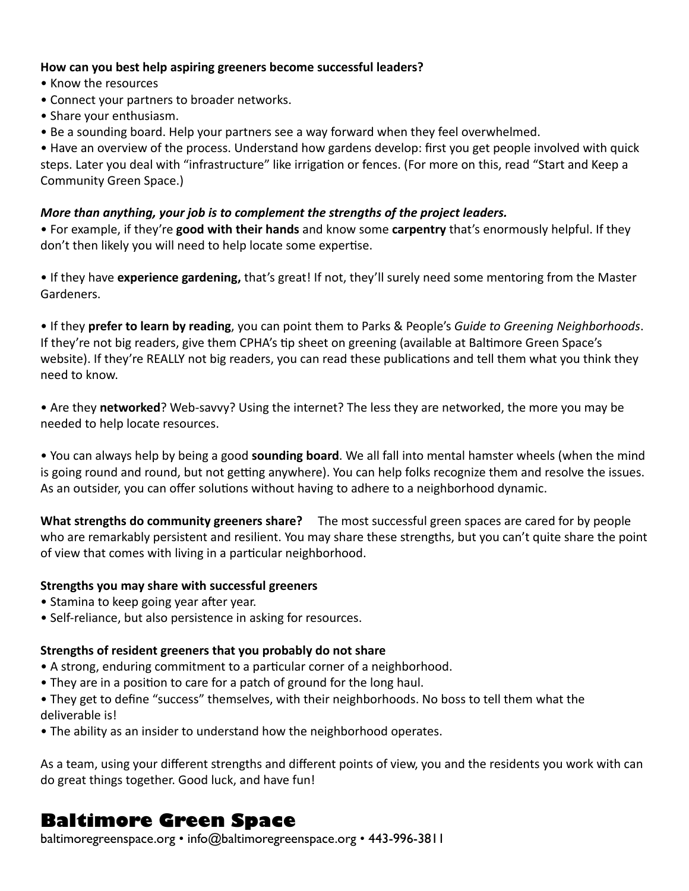**How can you best help aspiring greeners become successful leaders?**

- Know the resources
- Connect your partners to broader networks.
- Share your enthusiasm.
- Be a sounding board. Help your partners see a way forward when they feel overwhelmed.
- Have an overview of the process. Understand how gardens develop: first you get people involved with quick steps. Later you deal with "infrastructure" like irrigation or fences. (For more on this, read "Start and Keep a Community Green Space.)

***More than anything, your job is to complement the strengths of the project leaders.***

- For example, if they're **good with their hands** and know some **carpentry** that's enormously helpful. If they don't then likely you will need to help locate some expertise.

- If they have **experience gardening,** that's great! If not, they'll surely need some mentoring from the Master Gardeners.

- If they **prefer to learn by reading**, you can point them to Parks & People's *Guide to Greening Neighborhoods*. If they're not big readers, give them CPHA's tip sheet on greening (available at Baltimore Green Space's website). If they're REALLY not big readers, you can read these publications and tell them what you think they need to know.

- Are they **networked**? Web-savvy? Using the internet? The less they are networked, the more you may be needed to help locate resources.

- You can always help by being a good **sounding board**. We all fall into mental hamster wheels (when the mind is going round and round, but not getting anywhere). You can help folks recognize them and resolve the issues. As an outsider, you can offer solutions without having to adhere to a neighborhood dynamic.

**What strengths do community greeners share?** The most successful green spaces are cared for by people who are remarkably persistent and resilient. You may share these strengths, but you can't quite share the point of view that comes with living in a particular neighborhood.

**Strengths you may share with successful greeners**

- Stamina to keep going year after year.
- Self-reliance, but also persistence in asking for resources.

**Strengths of resident greeners that you probably do not share**

- A strong, enduring commitment to a particular corner of a neighborhood.
- They are in a position to care for a patch of ground for the long haul.
- They get to define "success" themselves, with their neighborhoods. No boss to tell them what the deliverable is!
- The ability as an insider to understand how the neighborhood operates.

As a team, using your different strengths and different points of view, you and the residents you work with can do great things together. Good luck, and have fun!

## Baltimore Green Space

baltimoregreenspace.org • info@baltimoregreenspace.org • 443-996-3811